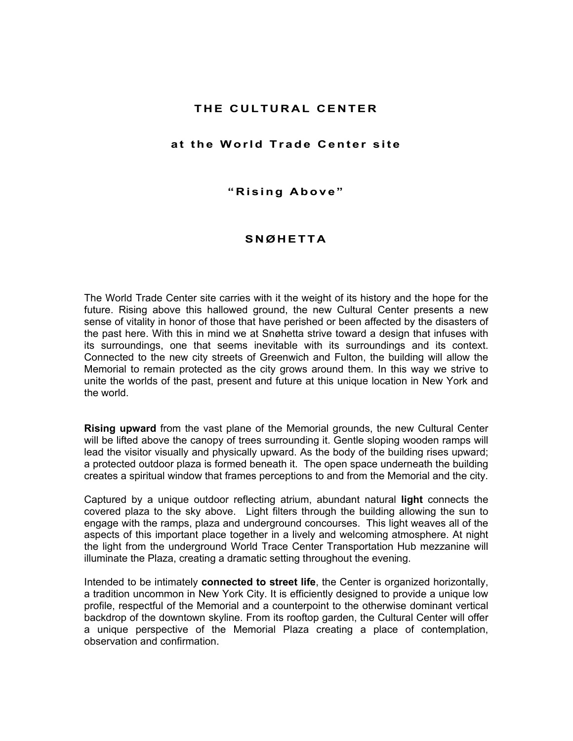# THE CULTURAL CENTER

## at the World Trade Center site

### "Rising Above"

### SNØHETTA

The World Trade Center site carries with it the weight of its history and the hope for the future. Rising above this hallowed ground, the new Cultural Center presents a new sense of vitality in honor of those that have perished or been affected by the disasters of the past here. With this in mind we at Snøhetta strive toward a design that infuses with its surroundings, one that seems inevitable with its surroundings and its context. Connected to the new city streets of Greenwich and Fulton, the building will allow the Memorial to remain protected as the city grows around them. In this way we strive to unite the worlds of the past, present and future at this unique location in New York and the world.

**Rising upward** from the vast plane of the Memorial grounds, the new Cultural Center will be lifted above the canopy of trees surrounding it. Gentle sloping wooden ramps will lead the visitor visually and physically upward. As the body of the building rises upward; a protected outdoor plaza is formed beneath it. The open space underneath the building creates a spiritual window that frames perceptions to and from the Memorial and the city.

Captured by a unique outdoor reflecting atrium, abundant natural **light** connects the covered plaza to the sky above. Light filters through the building allowing the sun to engage with the ramps, plaza and underground concourses. This light weaves all of the aspects of this important place together in a lively and welcoming atmosphere. At night the light from the underground World Trace Center Transportation Hub mezzanine will illuminate the Plaza, creating a dramatic setting throughout the evening.

Intended to be intimately **connected to street life**, the Center is organized horizontally, a tradition uncommon in New York City. It is efficiently designed to provide a unique low profile, respectful of the Memorial and a counterpoint to the otherwise dominant vertical backdrop of the downtown skyline. From its rooftop garden, the Cultural Center will offer a unique perspective of the Memorial Plaza creating a place of contemplation, observation and confirmation.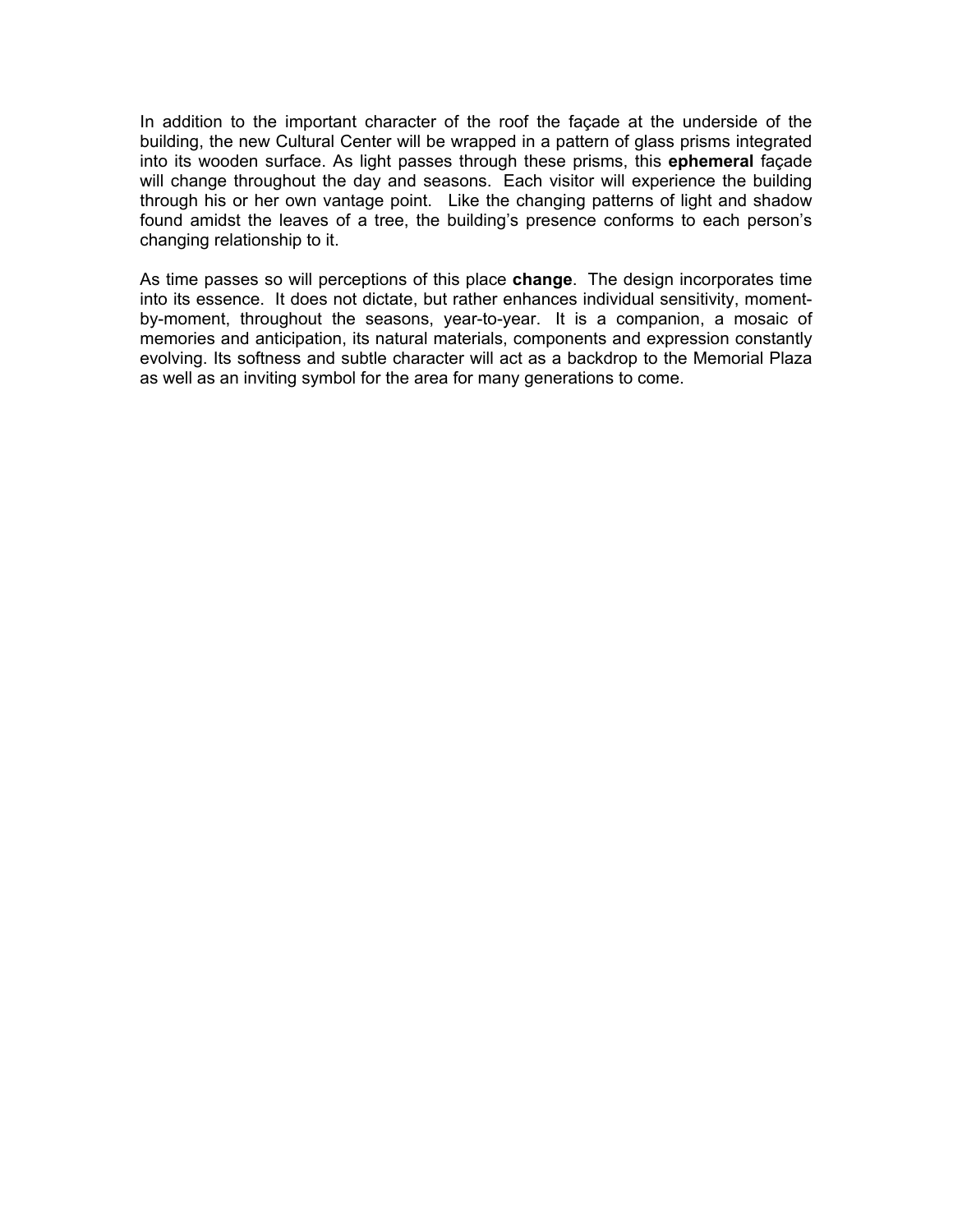In addition to the important character of the roof the façade at the underside of the building, the new Cultural Center will be wrapped in a pattern of glass prisms integrated into its wooden surface. As light passes through these prisms, this **ephemeral** façade will change throughout the day and seasons. Each visitor will experience the building through his or her own vantage point. Like the changing patterns of light and shadow found amidst the leaves of a tree, the building's presence conforms to each person's changing relationship to it.

As time passes so will perceptions of this place **change**. The design incorporates time into its essence. It does not dictate, but rather enhances individual sensitivity, moment-by-moment, throughout the seasons, year-to-year. It is a companion, a mosaic of memories and anticipation, its natural materials, components and expression constantly evolving. Its softness and subtle character will act as a backdrop to the Memorial Plaza as well as an inviting symbol for the area for many generations to come.